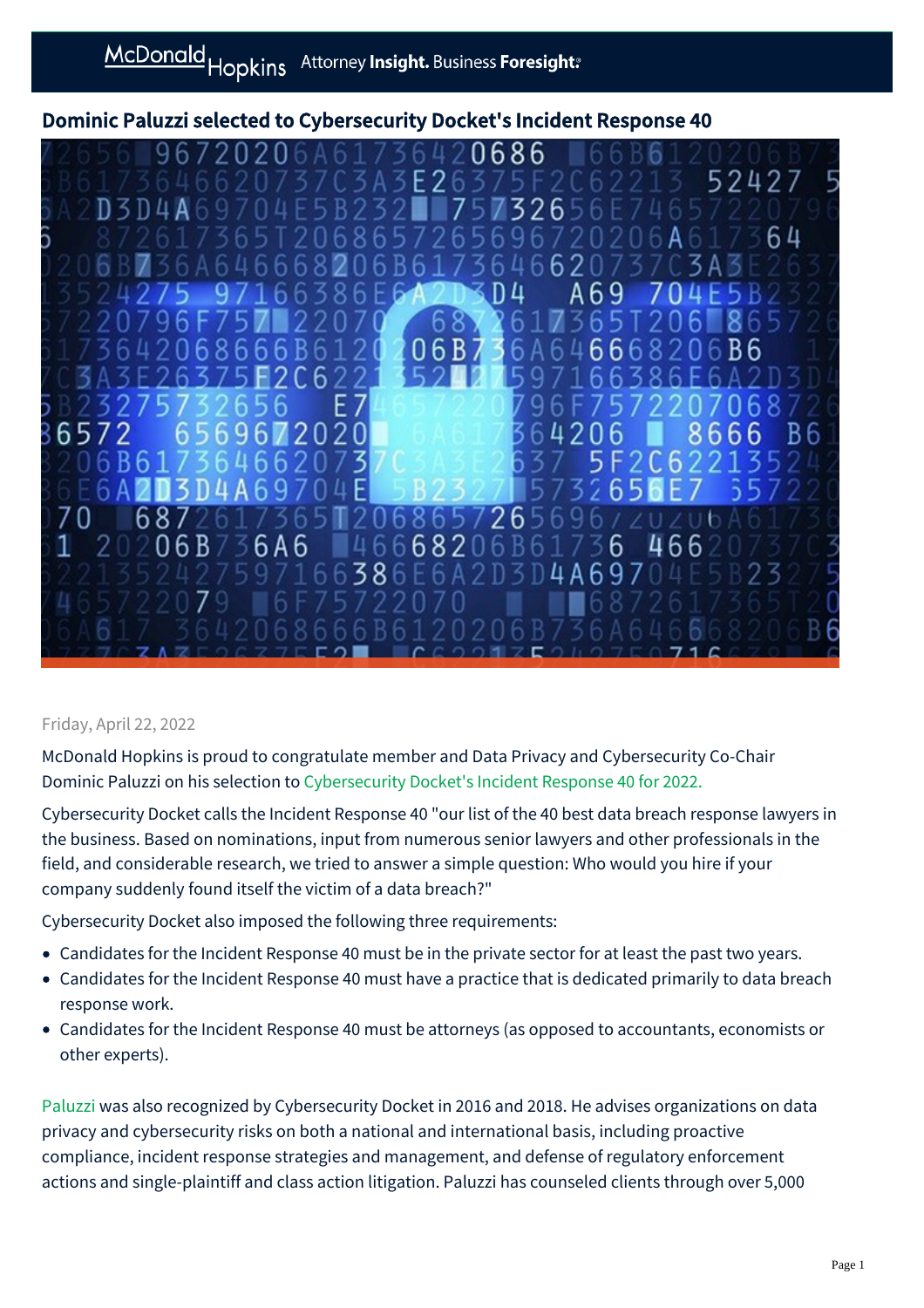## Dominic Paluzzi selected to Cybersecurity Docket's Incident Response 40

Friday, April 22, 2022

McDonald Hopkins is proud to congratulate member and Data Privacy and Cybersecurity Co-Chair Dominic Paluzzi on his selection to Cybersecurity Docket's Incident Response 40 for 2022.

Cybersecurity Docket calls the Incident Response 40 "our list of the 40 best data breach response lawyers in the business. Based on nominations, input from numerous senior lawyers and other professionals in the field, and considerable research, we tried to answer a simple question: Who would you hire if your company suddenly found itself the victim of a data breach?"

Cybersecurity Docket also imposed the following three requirements:

- Candidates for the Incident Response 40 must be in the private sector for at least the past two years.
- Candidates for the Incident Response 40 must have a practice that is dedicated primarily to data breach response work.
- Candidates for the Incident Response 40 must be attorneys (as opposed to accountants, economists or other experts).

Paluzzi was also recognized by Cybersecurity Docket in 2016 and 2018. He advises organizations on data privacy and cybersecurity risks on both a national and international basis, including proactive compliance, incident response strategies and management, and defense of regulatory enforcement actions and single-plaintiff and class action litigation. Paluzzi has counseled clients through over 5,000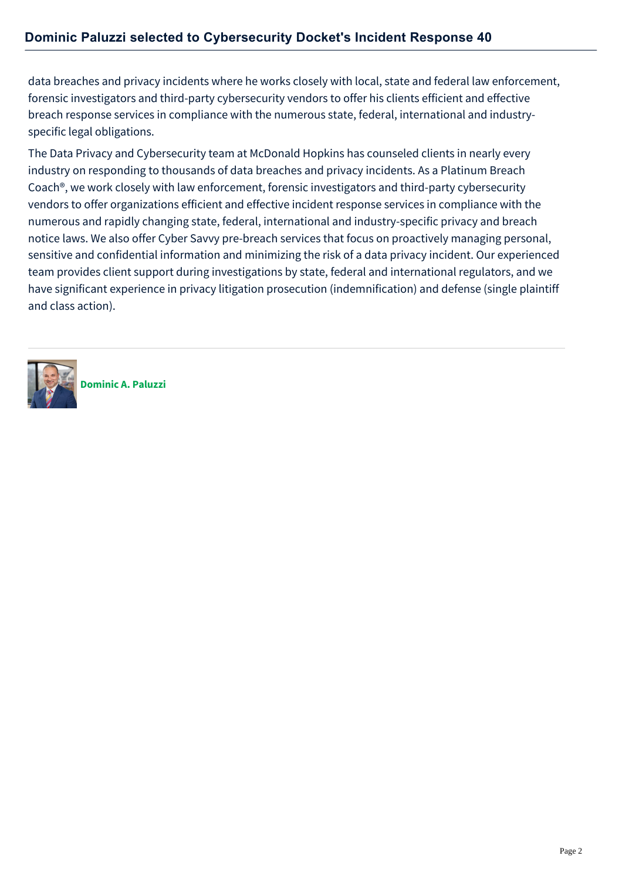data breaches and privacy incidents where he works closely with local, state and federal law enforcement, forensic investigators and third-party cybersecurity vendors to offer his clients efficient and effective breach response services in compliance with the numerous state, federal, international and industry-specific legal obligations.

The Data Privacy and Cybersecurity team at McDonald Hopkins has counseled clients in nearly every industry on responding to thousands of data breaches and privacy incidents. As a Platinum Breach Coach®, we work closely with law enforcement, forensic investigators and third-party cybersecurity vendors to offer organizations efficient and effective incident response services in compliance with the numerous and rapidly changing state, federal, international and industry-specific privacy and breach notice laws. We also offer Cyber Savvy pre-breach services that focus on proactively managing personal, sensitive and confidential information and minimizing the risk of a data privacy incident. Our experienced team provides client support during investigations by state, federal and international regulators, and we have significant experience in privacy litigation prosecution (indemnification) and defense (single plaintiff and class action).

---

**Dominic A. Paluzzi**